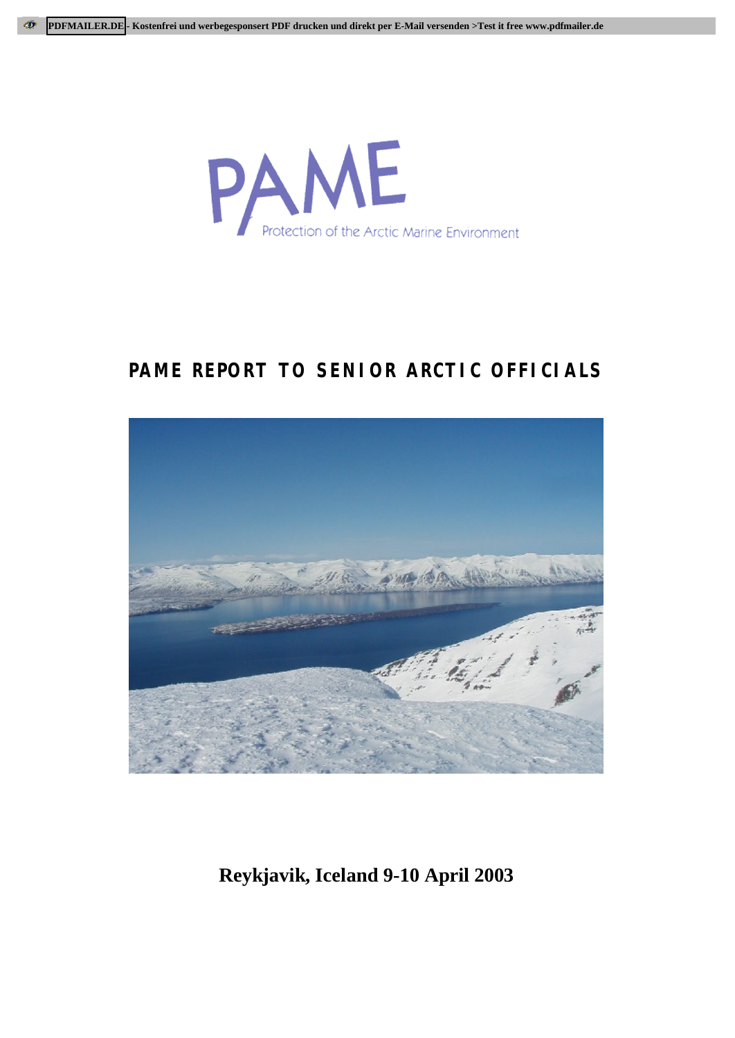PAME

Protection of the Arctic Marine Environment

# PAME REPORT TO SENIOR ARCTIC OFFICIALS

**Reykjavik, Iceland 9-10 April 2003**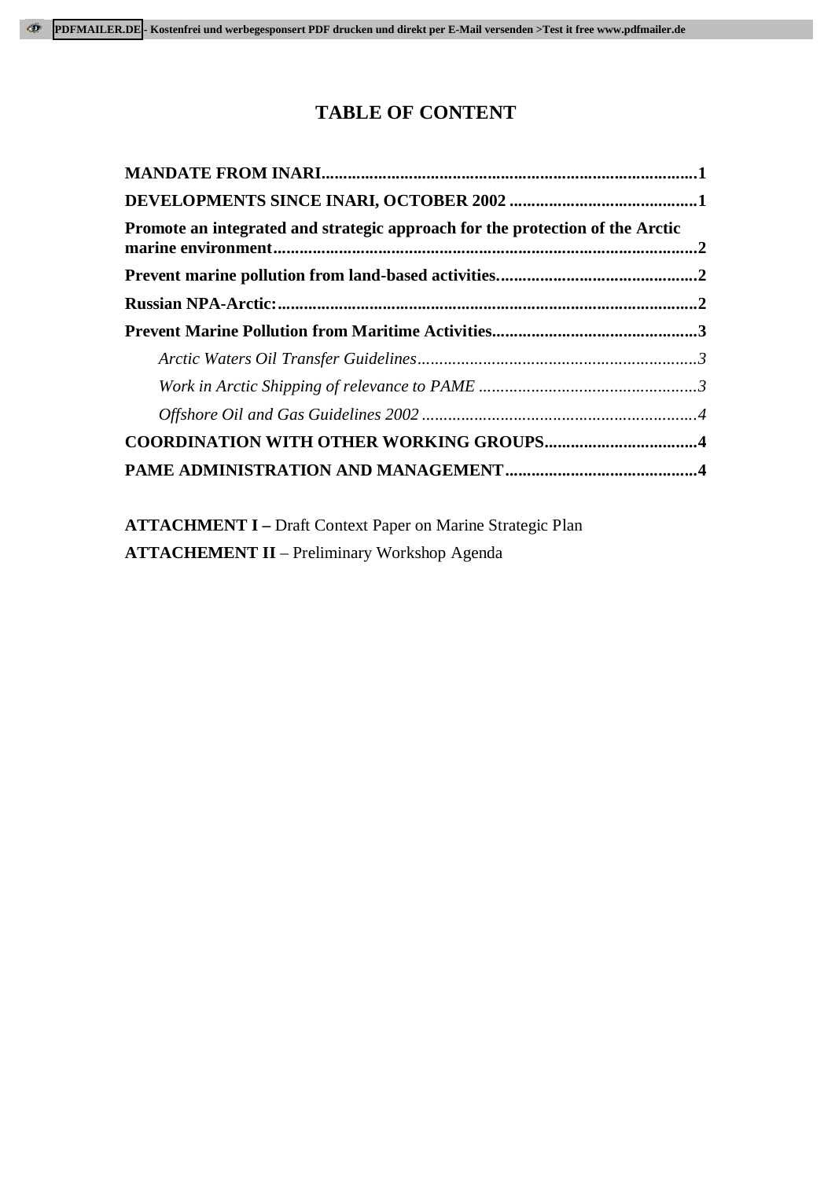# TABLE OF CONTENT

**MANDATE FROM INARI**......................................................................................**1**

**DEVELOPMENTS SINCE INARI, OCTOBER 2002**............................................**1**

**Promote an integrated and strategic approach for the protection of the Arctic marine environment**.................................................................................................**2**

**Prevent marine pollution from land-based activities.**..............................................**2**

**Russian NPA-Arctic:**...............................................................................................**2**

**Prevent Marine Pollution from Maritime Activities**...............................................**3**

*Arctic Waters Oil Transfer Guidelines*.................................................................*3*

*Work in Arctic Shipping of relevance to PAME*..................................................*3*

*Offshore Oil and Gas Guidelines 2002*...............................................................*4*

**COORDINATION WITH OTHER WORKING GROUPS**..................................**4**

**PAME ADMINISTRATION AND MANAGEMENT**............................................**4**

**ATTACHMENT I –** Draft Context Paper on Marine Strategic Plan

**ATTACHEMENT II** – Preliminary Workshop Agenda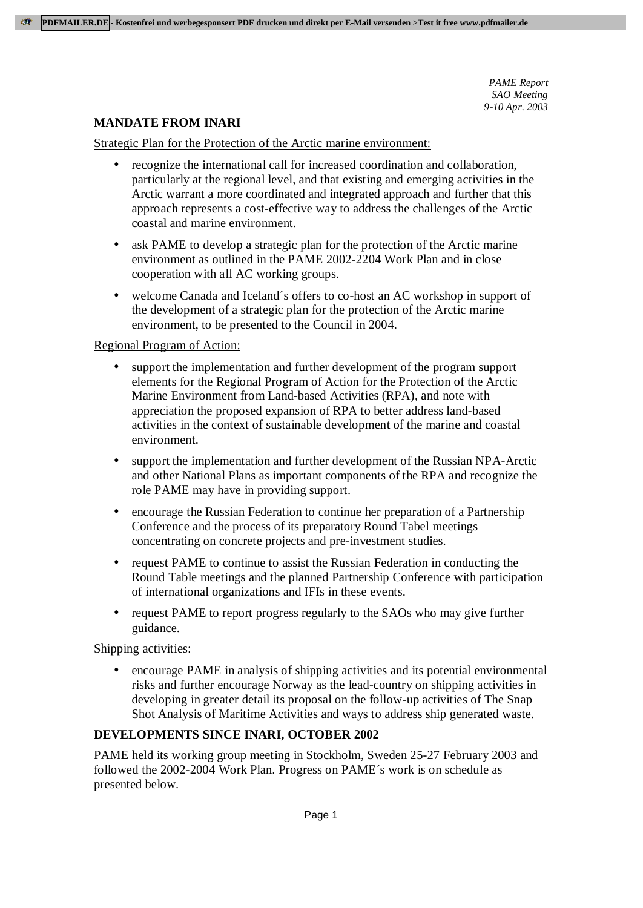*PAME Report*
*SAO Meeting*
*9-10 Apr. 2003*

## MANDATE FROM INARI

Strategic Plan for the Protection of the Arctic marine environment:

- recognize the international call for increased coordination and collaboration, particularly at the regional level, and that existing and emerging activities in the Arctic warrant a more coordinated and integrated approach and further that this approach represents a cost-effective way to address the challenges of the Arctic coastal and marine environment.
- ask PAME to develop a strategic plan for the protection of the Arctic marine environment as outlined in the PAME 2002-2204 Work Plan and in close cooperation with all AC working groups.
- welcome Canada and Iceland´s offers to co-host an AC workshop in support of the development of a strategic plan for the protection of the Arctic marine environment, to be presented to the Council in 2004.

Regional Program of Action:

- support the implementation and further development of the program support elements for the Regional Program of Action for the Protection of the Arctic Marine Environment from Land-based Activities (RPA), and note with appreciation the proposed expansion of RPA to better address land-based activities in the context of sustainable development of the marine and coastal environment.
- support the implementation and further development of the Russian NPA-Arctic and other National Plans as important components of the RPA and recognize the role PAME may have in providing support.
- encourage the Russian Federation to continue her preparation of a Partnership Conference and the process of its preparatory Round Tabel meetings concentrating on concrete projects and pre-investment studies.
- request PAME to continue to assist the Russian Federation in conducting the Round Table meetings and the planned Partnership Conference with participation of international organizations and IFIs in these events.
- request PAME to report progress regularly to the SAOs who may give further guidance.

Shipping activities:

- encourage PAME in analysis of shipping activities and its potential environmental risks and further encourage Norway as the lead-country on shipping activities in developing in greater detail its proposal on the follow-up activities of The Snap Shot Analysis of Maritime Activities and ways to address ship generated waste.

## DEVELOPMENTS SINCE INARI, OCTOBER 2002

PAME held its working group meeting in Stockholm, Sweden 25-27 February 2003 and followed the 2002-2004 Work Plan. Progress on PAME´s work is on schedule as presented below.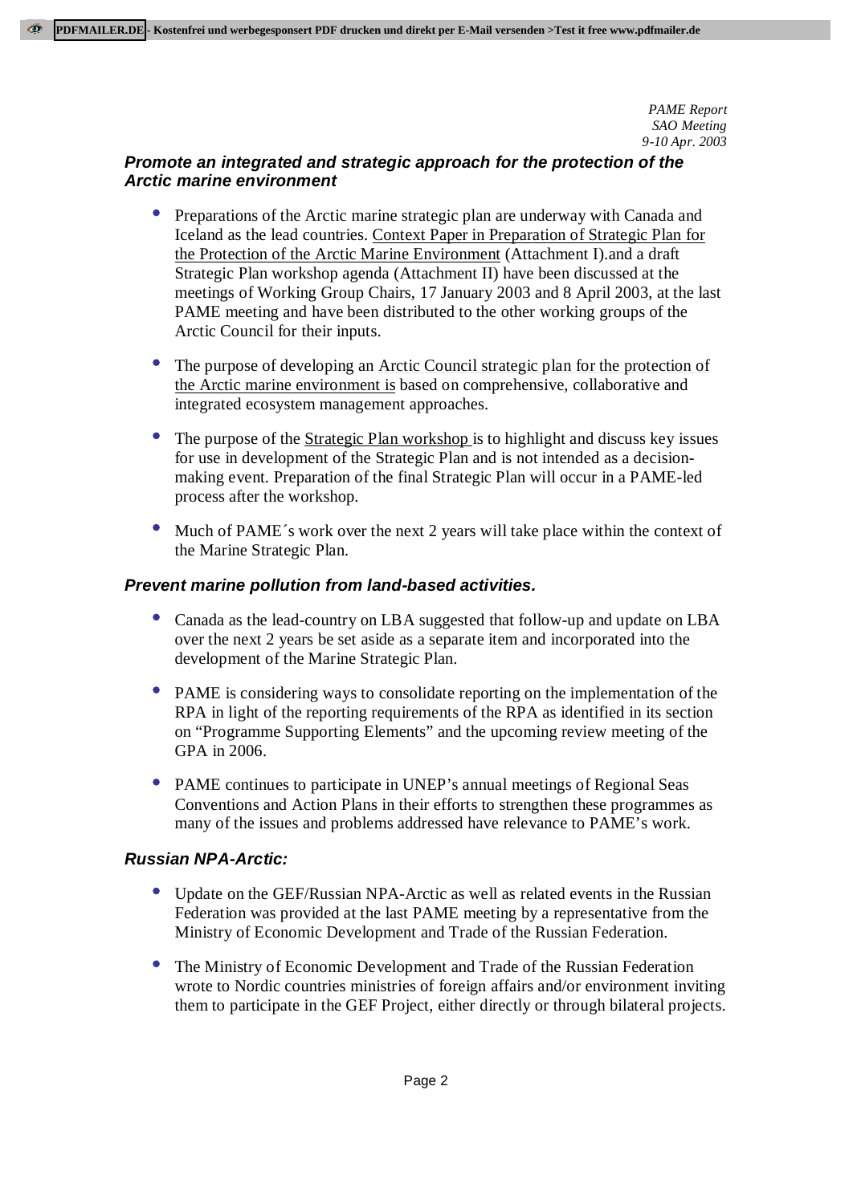### *Promote an integrated and strategic approach for the protection of the Arctic marine environment*

- Preparations of the Arctic marine strategic plan are underway with Canada and Iceland as the lead countries. Context Paper in Preparation of Strategic Plan for the Protection of the Arctic Marine Environment (Attachment I).and a draft Strategic Plan workshop agenda (Attachment II) have been discussed at the meetings of Working Group Chairs, 17 January 2003 and 8 April 2003, at the last PAME meeting and have been distributed to the other working groups of the Arctic Council for their inputs.

- The purpose of developing an Arctic Council strategic plan for the protection of the Arctic marine environment is based on comprehensive, collaborative and integrated ecosystem management approaches.

- The purpose of the Strategic Plan workshop is to highlight and discuss key issues for use in development of the Strategic Plan and is not intended as a decision-making event. Preparation of the final Strategic Plan will occur in a PAME-led process after the workshop.

- Much of PAME´s work over the next 2 years will take place within the context of the Marine Strategic Plan.

### *Prevent marine pollution from land-based activities.*

- Canada as the lead-country on LBA suggested that follow-up and update on LBA over the next 2 years be set aside as a separate item and incorporated into the development of the Marine Strategic Plan.

- PAME is considering ways to consolidate reporting on the implementation of the RPA in light of the reporting requirements of the RPA as identified in its section on "Programme Supporting Elements" and the upcoming review meeting of the GPA in 2006.

- PAME continues to participate in UNEP's annual meetings of Regional Seas Conventions and Action Plans in their efforts to strengthen these programmes as many of the issues and problems addressed have relevance to PAME's work.

### *Russian NPA-Arctic:*

- Update on the GEF/Russian NPA-Arctic as well as related events in the Russian Federation was provided at the last PAME meeting by a representative from the Ministry of Economic Development and Trade of the Russian Federation.

- The Ministry of Economic Development and Trade of the Russian Federation wrote to Nordic countries ministries of foreign affairs and/or environment inviting them to participate in the GEF Project, either directly or through bilateral projects.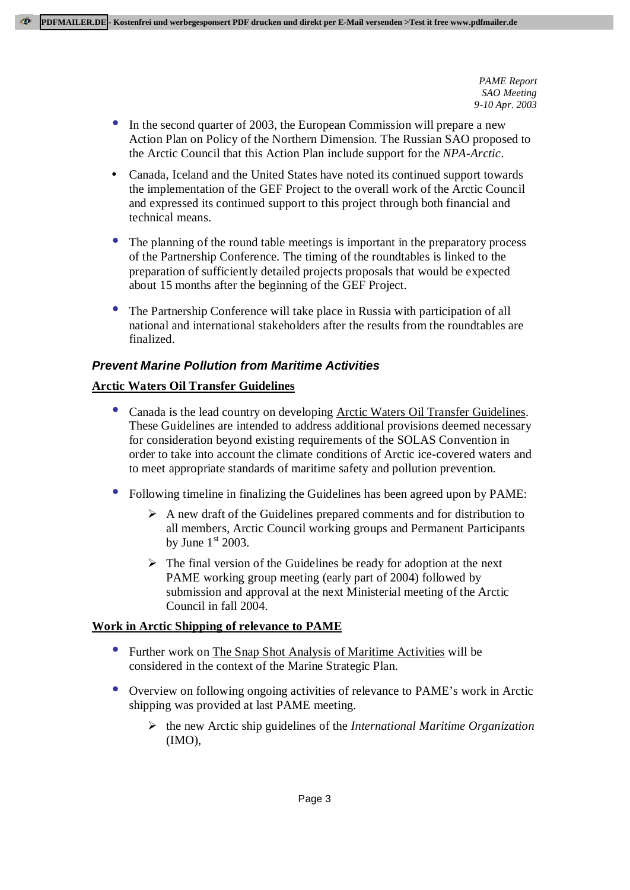- In the second quarter of 2003, the European Commission will prepare a new Action Plan on Policy of the Northern Dimension. The Russian SAO proposed to the Arctic Council that this Action Plan include support for the *NPA-Arctic*.
- Canada, Iceland and the United States have noted its continued support towards the implementation of the GEF Project to the overall work of the Arctic Council and expressed its continued support to this project through both financial and technical means.
- The planning of the round table meetings is important in the preparatory process of the Partnership Conference. The timing of the roundtables is linked to the preparation of sufficiently detailed projects proposals that would be expected about 15 months after the beginning of the GEF Project.
- The Partnership Conference will take place in Russia with participation of all national and international stakeholders after the results from the roundtables are finalized.

### *Prevent Marine Pollution from Maritime Activities*

**Arctic Waters Oil Transfer Guidelines**

- Canada is the lead country on developing Arctic Waters Oil Transfer Guidelines. These Guidelines are intended to address additional provisions deemed necessary for consideration beyond existing requirements of the SOLAS Convention in order to take into account the climate conditions of Arctic ice-covered waters and to meet appropriate standards of maritime safety and pollution prevention.
- Following timeline in finalizing the Guidelines has been agreed upon by PAME:
  - A new draft of the Guidelines prepared comments and for distribution to all members, Arctic Council working groups and Permanent Participants by June 1st 2003.
  - The final version of the Guidelines be ready for adoption at the next PAME working group meeting (early part of 2004) followed by submission and approval at the next Ministerial meeting of the Arctic Council in fall 2004.

**Work in Arctic Shipping of relevance to PAME**

- Further work on The Snap Shot Analysis of Maritime Activities will be considered in the context of the Marine Strategic Plan.
- Overview on following ongoing activities of relevance to PAME's work in Arctic shipping was provided at last PAME meeting.
  - the new Arctic ship guidelines of the *International Maritime Organization* (IMO),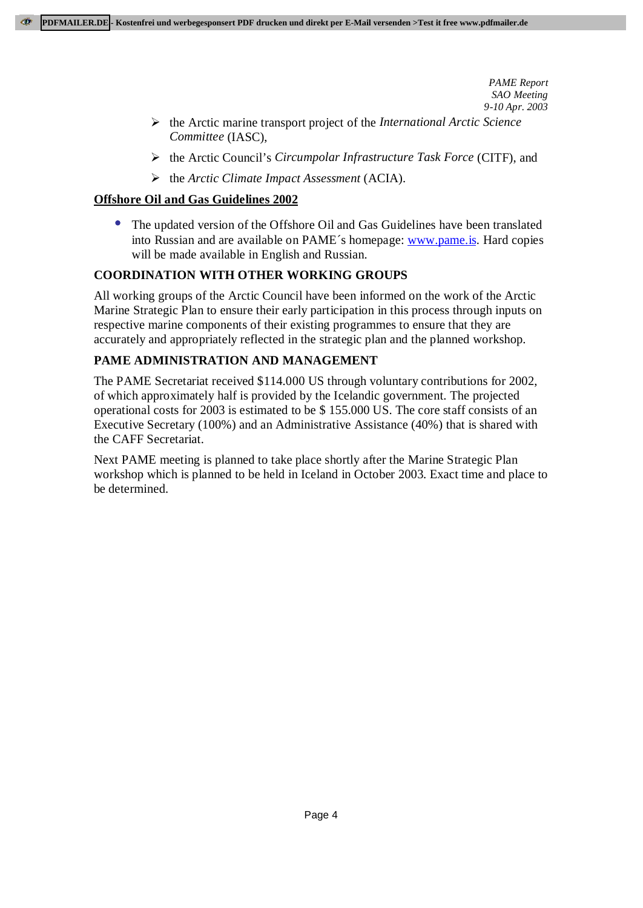- the Arctic marine transport project of the *International Arctic Science Committee* (IASC),
- the Arctic Council's *Circumpolar Infrastructure Task Force* (CITF), and
- the *Arctic Climate Impact Assessment* (ACIA).

## Offshore Oil and Gas Guidelines 2002

- The updated version of the Offshore Oil and Gas Guidelines have been translated into Russian and are available on PAME´s homepage: www.pame.is. Hard copies will be made available in English and Russian.

## COORDINATION WITH OTHER WORKING GROUPS

All working groups of the Arctic Council have been informed on the work of the Arctic Marine Strategic Plan to ensure their early participation in this process through inputs on respective marine components of their existing programmes to ensure that they are accurately and appropriately reflected in the strategic plan and the planned workshop.

## PAME ADMINISTRATION AND MANAGEMENT

The PAME Secretariat received $114.000 US through voluntary contributions for 2002, of which approximately half is provided by the Icelandic government. The projected operational costs for 2003 is estimated to be $ 155.000 US. The core staff consists of an Executive Secretary (100%) and an Administrative Assistance (40%) that is shared with the CAFF Secretariat.

Next PAME meeting is planned to take place shortly after the Marine Strategic Plan workshop which is planned to be held in Iceland in October 2003. Exact time and place to be determined.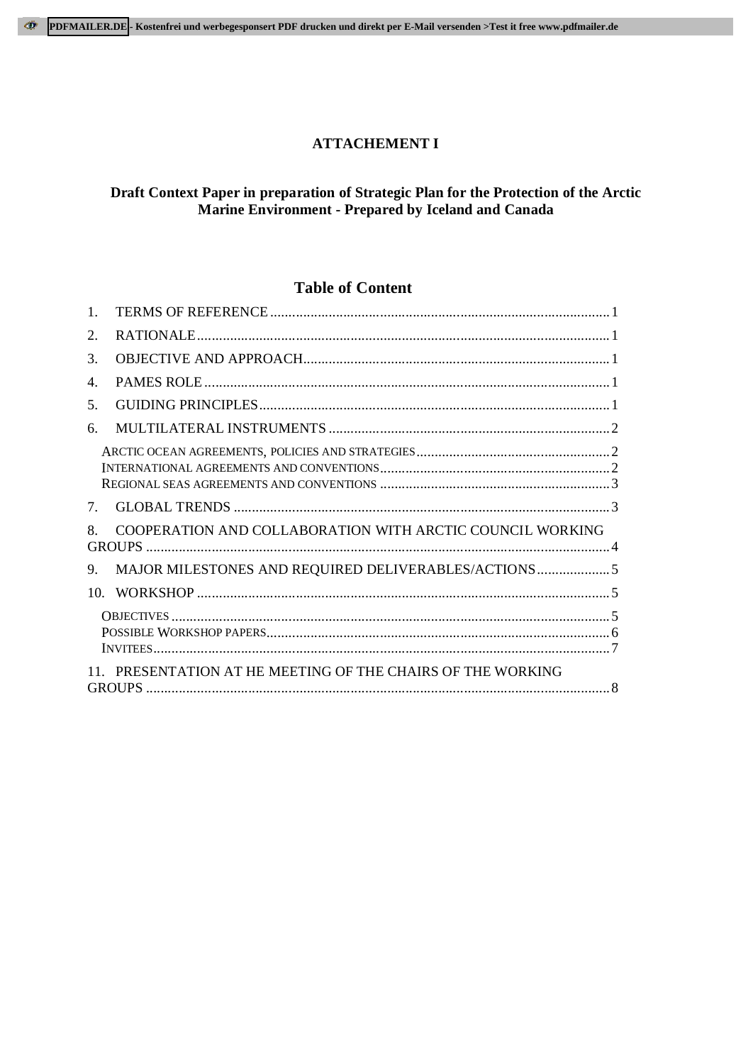**ATTACHEMENT I**

**Draft Context Paper in preparation of Strategic Plan for the Protection of the Arctic Marine Environment - Prepared by Iceland and Canada**

## Table of Content

1. TERMS OF REFERENCE ........ 1
2. RATIONALE ........ 1
3. OBJECTIVE AND APPROACH ........ 1
4. PAMES ROLE ........ 1
5. GUIDING PRINCIPLES ........ 1
6. MULTILATERAL INSTRUMENTS ........ 2
   - ARCTIC OCEAN AGREEMENTS, POLICIES AND STRATEGIES ........ 2
   - INTERNATIONAL AGREEMENTS AND CONVENTIONS ........ 2
   - REGIONAL SEAS AGREEMENTS AND CONVENTIONS ........ 3
7. GLOBAL TRENDS ........ 3
8. COOPERATION AND COLLABORATION WITH ARCTIC COUNCIL WORKING GROUPS ........ 4
9. MAJOR MILESTONES AND REQUIRED DELIVERABLES/ACTIONS ........ 5
10. WORKSHOP ........ 5
    - OBJECTIVES ........ 5
    - POSSIBLE WORKSHOP PAPERS ........ 6
    - INVITEES ........ 7
11. PRESENTATION AT HE MEETING OF THE CHAIRS OF THE WORKING GROUPS ........ 8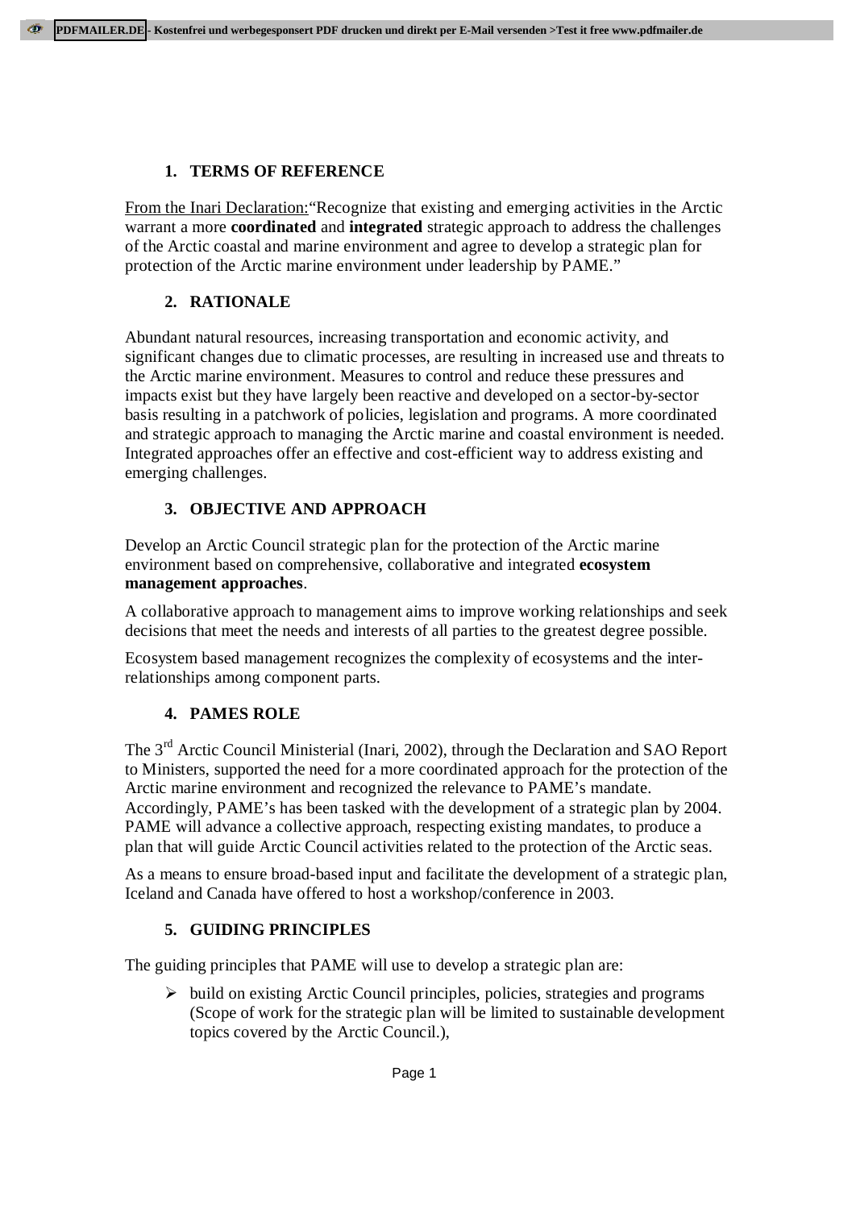## 1. TERMS OF REFERENCE

From the Inari Declaration:“Recognize that existing and emerging activities in the Arctic warrant a more **coordinated** and **integrated** strategic approach to address the challenges of the Arctic coastal and marine environment and agree to develop a strategic plan for protection of the Arctic marine environment under leadership by PAME.”

## 2. RATIONALE

Abundant natural resources, increasing transportation and economic activity, and significant changes due to climatic processes, are resulting in increased use and threats to the Arctic marine environment. Measures to control and reduce these pressures and impacts exist but they have largely been reactive and developed on a sector-by-sector basis resulting in a patchwork of policies, legislation and programs. A more coordinated and strategic approach to managing the Arctic marine and coastal environment is needed. Integrated approaches offer an effective and cost-efficient way to address existing and emerging challenges.

## 3. OBJECTIVE AND APPROACH

Develop an Arctic Council strategic plan for the protection of the Arctic marine environment based on comprehensive, collaborative and integrated **ecosystem management approaches**.

A collaborative approach to management aims to improve working relationships and seek decisions that meet the needs and interests of all parties to the greatest degree possible.

Ecosystem based management recognizes the complexity of ecosystems and the inter-relationships among component parts.

## 4. PAMES ROLE

The 3rd Arctic Council Ministerial (Inari, 2002), through the Declaration and SAO Report to Ministers, supported the need for a more coordinated approach for the protection of the Arctic marine environment and recognized the relevance to PAME’s mandate. Accordingly, PAME’s has been tasked with the development of a strategic plan by 2004. PAME will advance a collective approach, respecting existing mandates, to produce a plan that will guide Arctic Council activities related to the protection of the Arctic seas.

As a means to ensure broad-based input and facilitate the development of a strategic plan, Iceland and Canada have offered to host a workshop/conference in 2003.

## 5. GUIDING PRINCIPLES

The guiding principles that PAME will use to develop a strategic plan are:

- build on existing Arctic Council principles, policies, strategies and programs (Scope of work for the strategic plan will be limited to sustainable development topics covered by the Arctic Council.),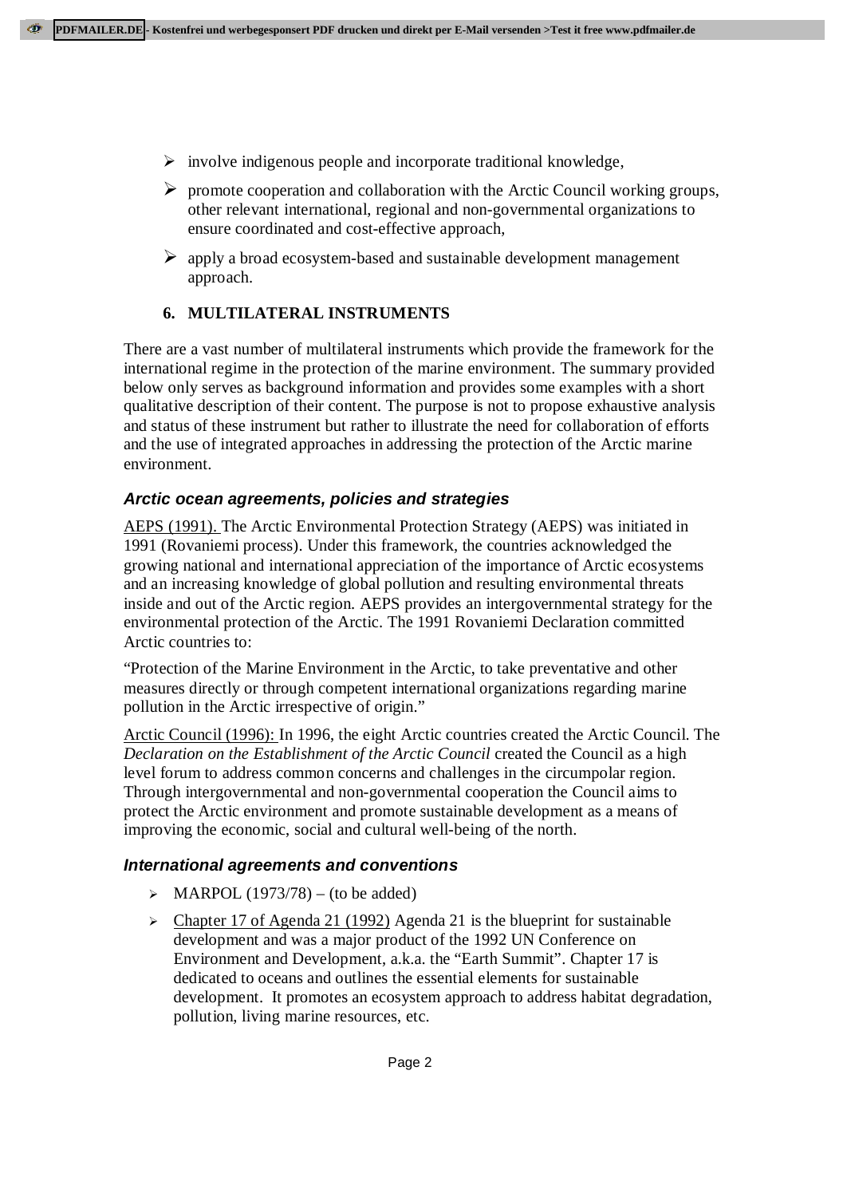- involve indigenous people and incorporate traditional knowledge,
- promote cooperation and collaboration with the Arctic Council working groups, other relevant international, regional and non-governmental organizations to ensure coordinated and cost-effective approach,
- apply a broad ecosystem-based and sustainable development management approach.

## 6. MULTILATERAL INSTRUMENTS

There are a vast number of multilateral instruments which provide the framework for the international regime in the protection of the marine environment. The summary provided below only serves as background information and provides some examples with a short qualitative description of their content. The purpose is not to propose exhaustive analysis and status of these instrument but rather to illustrate the need for collaboration of efforts and the use of integrated approaches in addressing the protection of the Arctic marine environment.

### *Arctic ocean agreements, policies and strategies*

AEPS (1991). The Arctic Environmental Protection Strategy (AEPS) was initiated in 1991 (Rovaniemi process). Under this framework, the countries acknowledged the growing national and international appreciation of the importance of Arctic ecosystems and an increasing knowledge of global pollution and resulting environmental threats inside and out of the Arctic region. AEPS provides an intergovernmental strategy for the environmental protection of the Arctic. The 1991 Rovaniemi Declaration committed Arctic countries to:

"Protection of the Marine Environment in the Arctic, to take preventative and other measures directly or through competent international organizations regarding marine pollution in the Arctic irrespective of origin."

Arctic Council (1996): In 1996, the eight Arctic countries created the Arctic Council. The *Declaration on the Establishment of the Arctic Council* created the Council as a high level forum to address common concerns and challenges in the circumpolar region. Through intergovernmental and non-governmental cooperation the Council aims to protect the Arctic environment and promote sustainable development as a means of improving the economic, social and cultural well-being of the north.

### *International agreements and conventions*

- MARPOL (1973/78) – (to be added)
- Chapter 17 of Agenda 21 (1992) Agenda 21 is the blueprint for sustainable development and was a major product of the 1992 UN Conference on Environment and Development, a.k.a. the "Earth Summit". Chapter 17 is dedicated to oceans and outlines the essential elements for sustainable development. It promotes an ecosystem approach to address habitat degradation, pollution, living marine resources, etc.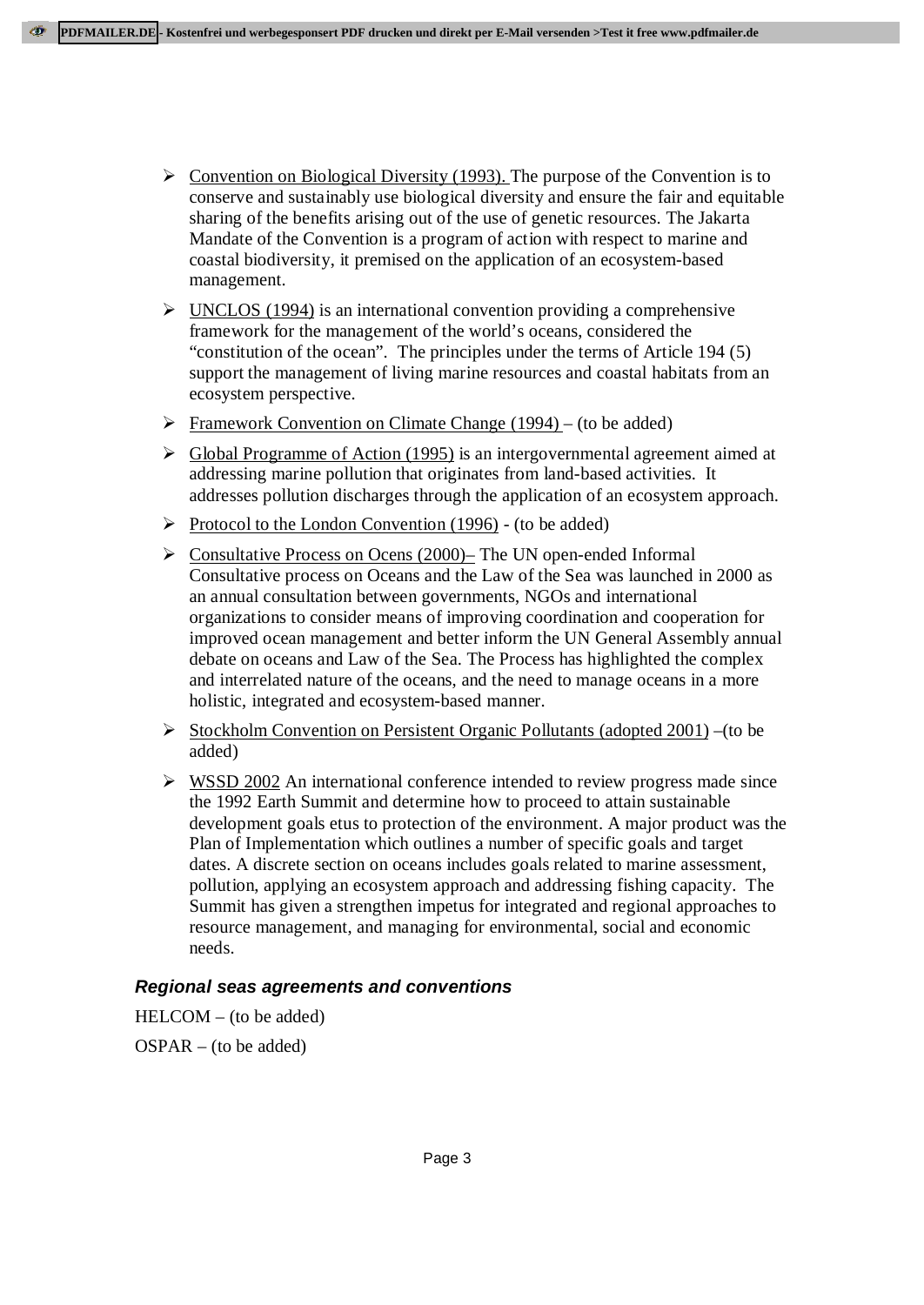- Convention on Biological Diversity (1993). The purpose of the Convention is to conserve and sustainably use biological diversity and ensure the fair and equitable sharing of the benefits arising out of the use of genetic resources. The Jakarta Mandate of the Convention is a program of action with respect to marine and coastal biodiversity, it premised on the application of an ecosystem-based management.
- UNCLOS (1994) is an international convention providing a comprehensive framework for the management of the world's oceans, considered the "constitution of the ocean". The principles under the terms of Article 194 (5) support the management of living marine resources and coastal habitats from an ecosystem perspective.
- Framework Convention on Climate Change (1994) – (to be added)
- Global Programme of Action (1995) is an intergovernmental agreement aimed at addressing marine pollution that originates from land-based activities. It addresses pollution discharges through the application of an ecosystem approach.
- Protocol to the London Convention (1996) - (to be added)
- Consultative Process on Ocens (2000)– The UN open-ended Informal Consultative process on Oceans and the Law of the Sea was launched in 2000 as an annual consultation between governments, NGOs and international organizations to consider means of improving coordination and cooperation for improved ocean management and better inform the UN General Assembly annual debate on oceans and Law of the Sea. The Process has highlighted the complex and interrelated nature of the oceans, and the need to manage oceans in a more holistic, integrated and ecosystem-based manner.
- Stockholm Convention on Persistent Organic Pollutants (adopted 2001) –(to be added)
- WSSD 2002 An international conference intended to review progress made since the 1992 Earth Summit and determine how to proceed to attain sustainable development goals etus to protection of the environment. A major product was the Plan of Implementation which outlines a number of specific goals and target dates. A discrete section on oceans includes goals related to marine assessment, pollution, applying an ecosystem approach and addressing fishing capacity. The Summit has given a strengthen impetus for integrated and regional approaches to resource management, and managing for environmental, social and economic needs.

### *Regional seas agreements and conventions*

HELCOM – (to be added)

OSPAR – (to be added)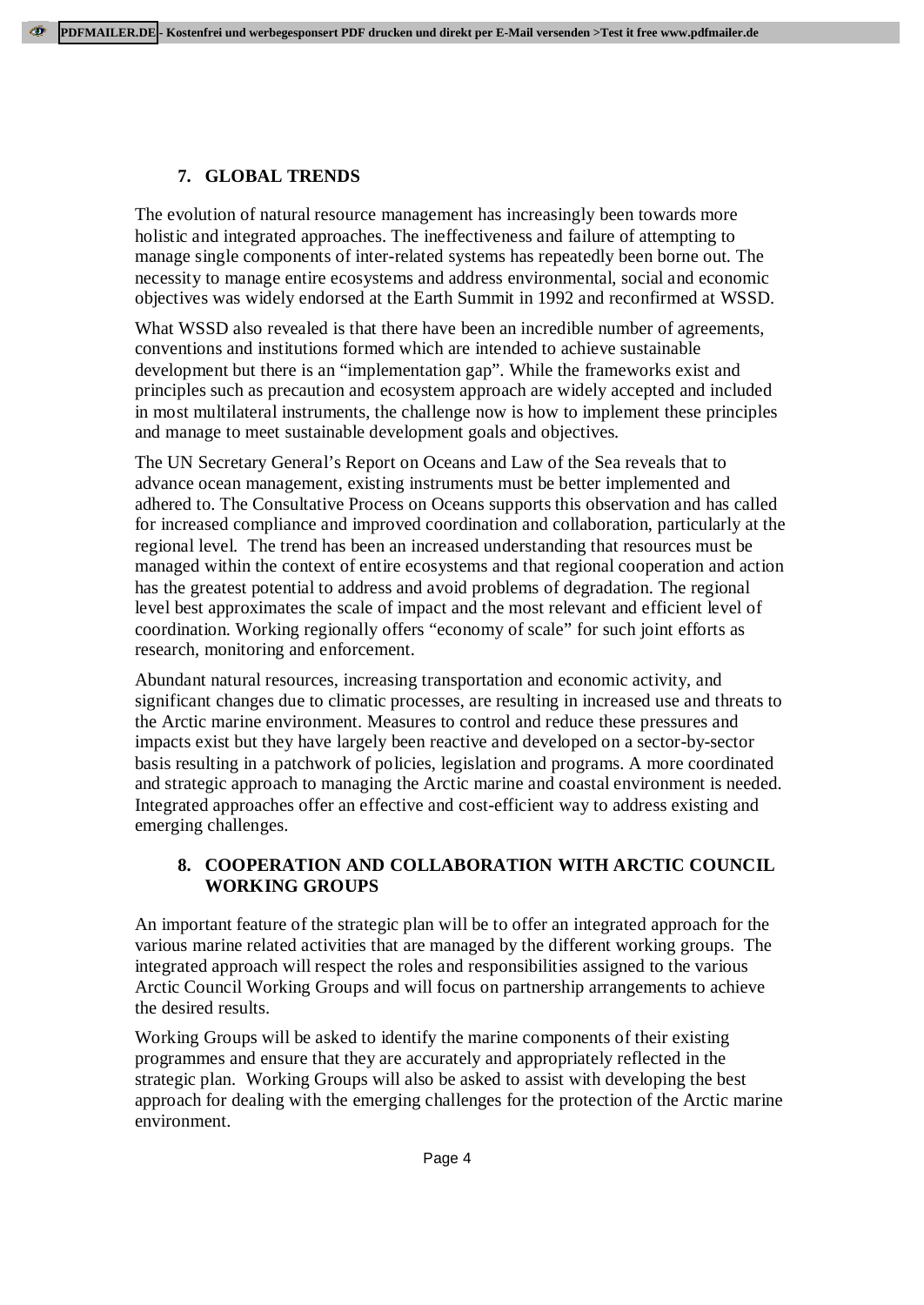## 7. GLOBAL TRENDS

The evolution of natural resource management has increasingly been towards more holistic and integrated approaches. The ineffectiveness and failure of attempting to manage single components of inter-related systems has repeatedly been borne out. The necessity to manage entire ecosystems and address environmental, social and economic objectives was widely endorsed at the Earth Summit in 1992 and reconfirmed at WSSD.

What WSSD also revealed is that there have been an incredible number of agreements, conventions and institutions formed which are intended to achieve sustainable development but there is an "implementation gap". While the frameworks exist and principles such as precaution and ecosystem approach are widely accepted and included in most multilateral instruments, the challenge now is how to implement these principles and manage to meet sustainable development goals and objectives.

The UN Secretary General's Report on Oceans and Law of the Sea reveals that to advance ocean management, existing instruments must be better implemented and adhered to. The Consultative Process on Oceans supports this observation and has called for increased compliance and improved coordination and collaboration, particularly at the regional level. The trend has been an increased understanding that resources must be managed within the context of entire ecosystems and that regional cooperation and action has the greatest potential to address and avoid problems of degradation. The regional level best approximates the scale of impact and the most relevant and efficient level of coordination. Working regionally offers "economy of scale" for such joint efforts as research, monitoring and enforcement.

Abundant natural resources, increasing transportation and economic activity, and significant changes due to climatic processes, are resulting in increased use and threats to the Arctic marine environment. Measures to control and reduce these pressures and impacts exist but they have largely been reactive and developed on a sector-by-sector basis resulting in a patchwork of policies, legislation and programs. A more coordinated and strategic approach to managing the Arctic marine and coastal environment is needed. Integrated approaches offer an effective and cost-efficient way to address existing and emerging challenges.

## 8. COOPERATION AND COLLABORATION WITH ARCTIC COUNCIL WORKING GROUPS

An important feature of the strategic plan will be to offer an integrated approach for the various marine related activities that are managed by the different working groups. The integrated approach will respect the roles and responsibilities assigned to the various Arctic Council Working Groups and will focus on partnership arrangements to achieve the desired results.

Working Groups will be asked to identify the marine components of their existing programmes and ensure that they are accurately and appropriately reflected in the strategic plan. Working Groups will also be asked to assist with developing the best approach for dealing with the emerging challenges for the protection of the Arctic marine environment.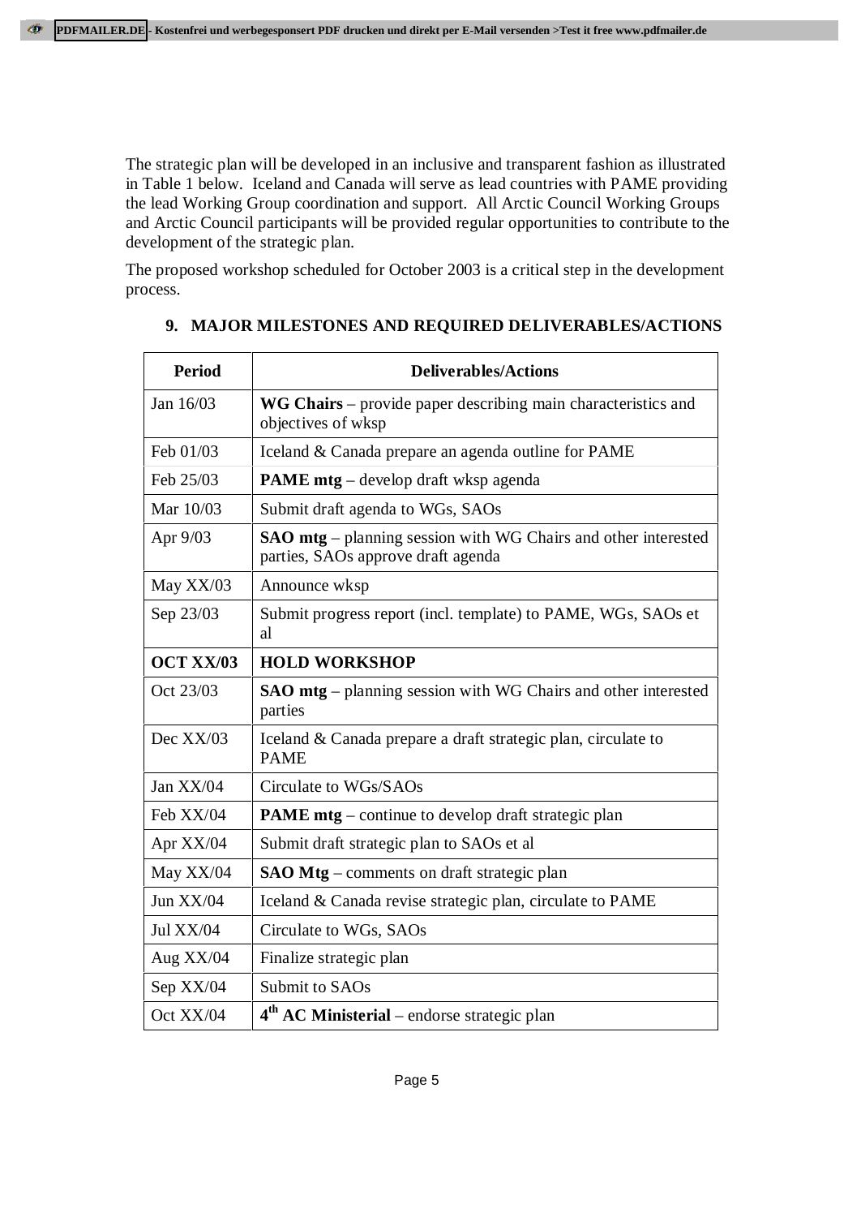The strategic plan will be developed in an inclusive and transparent fashion as illustrated in Table 1 below. Iceland and Canada will serve as lead countries with PAME providing the lead Working Group coordination and support. All Arctic Council Working Groups and Arctic Council participants will be provided regular opportunities to contribute to the development of the strategic plan.

The proposed workshop scheduled for October 2003 is a critical step in the development process.

## 9. MAJOR MILESTONES AND REQUIRED DELIVERABLES/ACTIONS

| Period | Deliverables/Actions |
|---|---|
| Jan 16/03 | **WG Chairs** – provide paper describing main characteristics and objectives of wksp |
| Feb 01/03 | Iceland & Canada prepare an agenda outline for PAME |
| Feb 25/03 | **PAME mtg** – develop draft wksp agenda |
| Mar 10/03 | Submit draft agenda to WGs, SAOs |
| Apr 9/03 | **SAO mtg** – planning session with WG Chairs and other interested parties, SAOs approve draft agenda |
| May XX/03 | Announce wksp |
| Sep 23/03 | Submit progress report (incl. template) to PAME, WGs, SAOs et al |
| **OCT XX/03** | **HOLD WORKSHOP** |
| Oct 23/03 | **SAO mtg** – planning session with WG Chairs and other interested parties |
| Dec XX/03 | Iceland & Canada prepare a draft strategic plan, circulate to PAME |
| Jan XX/04 | Circulate to WGs/SAOs |
| Feb XX/04 | **PAME mtg** – continue to develop draft strategic plan |
| Apr XX/04 | Submit draft strategic plan to SAOs et al |
| May XX/04 | **SAO Mtg** – comments on draft strategic plan |
| Jun XX/04 | Iceland & Canada revise strategic plan, circulate to PAME |
| Jul XX/04 | Circulate to WGs, SAOs |
| Aug XX/04 | Finalize strategic plan |
| Sep XX/04 | Submit to SAOs |
| Oct XX/04 | **4th AC Ministerial** – endorse strategic plan |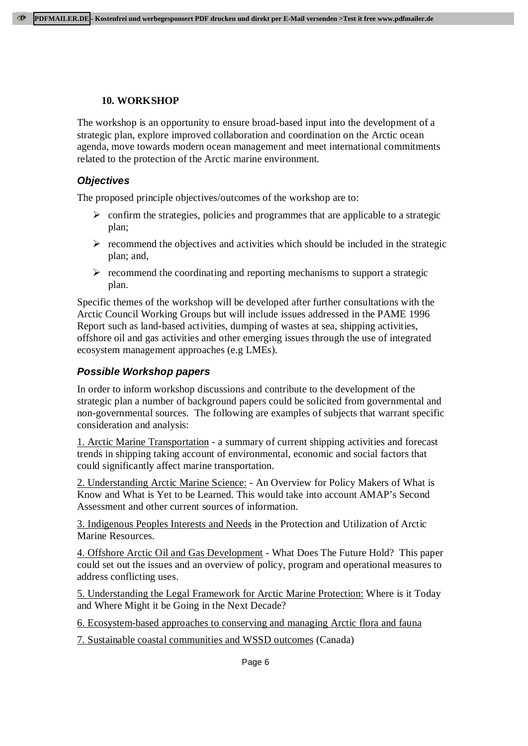## 10. WORKSHOP

The workshop is an opportunity to ensure broad-based input into the development of a strategic plan, explore improved collaboration and coordination on the Arctic ocean agenda, move towards modern ocean management and meet international commitments related to the protection of the Arctic marine environment.

### *Objectives*

The proposed principle objectives/outcomes of the workshop are to:

- confirm the strategies, policies and programmes that are applicable to a strategic plan;
- recommend the objectives and activities which should be included in the strategic plan; and,
- recommend the coordinating and reporting mechanisms to support a strategic plan.

Specific themes of the workshop will be developed after further consultations with the Arctic Council Working Groups but will include issues addressed in the PAME 1996 Report such as land-based activities, dumping of wastes at sea, shipping activities, offshore oil and gas activities and other emerging issues through the use of integrated ecosystem management approaches (e.g LMEs).

### *Possible Workshop papers*

In order to inform workshop discussions and contribute to the development of the strategic plan a number of background papers could be solicited from governmental and non-governmental sources. The following are examples of subjects that warrant specific consideration and analysis:

1. Arctic Marine Transportation - a summary of current shipping activities and forecast trends in shipping taking account of environmental, economic and social factors that could significantly affect marine transportation.

2. Understanding Arctic Marine Science: - An Overview for Policy Makers of What is Know and What is Yet to be Learned. This would take into account AMAP's Second Assessment and other current sources of information.

3. Indigenous Peoples Interests and Needs in the Protection and Utilization of Arctic Marine Resources.

4. Offshore Arctic Oil and Gas Development - What Does The Future Hold? This paper could set out the issues and an overview of policy, program and operational measures to address conflicting uses.

5. Understanding the Legal Framework for Arctic Marine Protection: Where is it Today and Where Might it be Going in the Next Decade?

6. Ecosystem-based approaches to conserving and managing Arctic flora and fauna

7. Sustainable coastal communities and WSSD outcomes (Canada)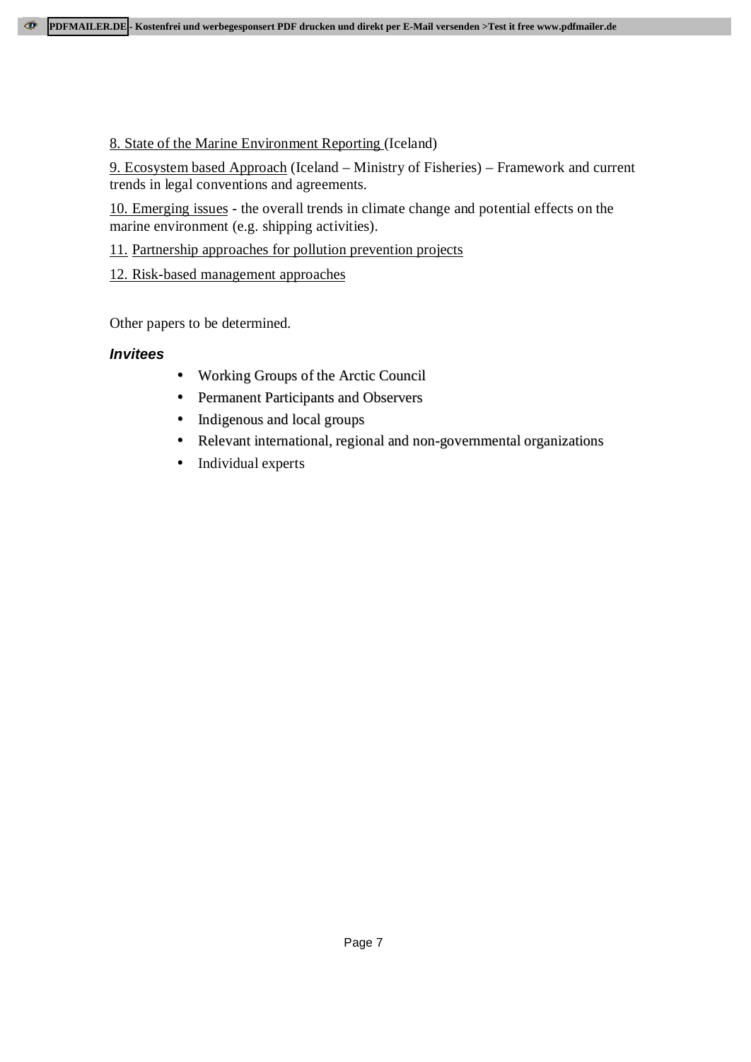8. State of the Marine Environment Reporting (Iceland)

9. Ecosystem based Approach (Iceland – Ministry of Fisheries) – Framework and current trends in legal conventions and agreements.

10. Emerging issues - the overall trends in climate change and potential effects on the marine environment (e.g. shipping activities).

11. Partnership approaches for pollution prevention projects

12. Risk-based management approaches

Other papers to be determined.

***Invitees***

- Working Groups of the Arctic Council
- Permanent Participants and Observers
- Indigenous and local groups
- Relevant international, regional and non-governmental organizations
- Individual experts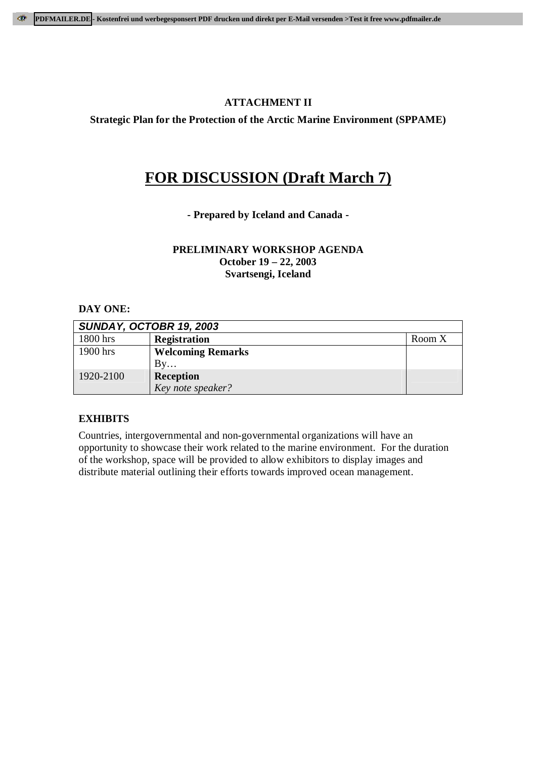**ATTACHMENT II**

**Strategic Plan for the Protection of the Arctic Marine Environment (SPPAME)**

# FOR DISCUSSION (Draft March 7)

**- Prepared by Iceland and Canada -**

**PRELIMINARY WORKSHOP AGENDA**
**October 19 – 22, 2003**
**Svartsengi, Iceland**

**DAY ONE:**

| ***SUNDAY, OCTOBR 19, 2003*** | | |
|---|---|---|
| 1800 hrs | **Registration** | Room X |
| 1900 hrs | **Welcoming Remarks** By… | |
| 1920-2100 | **Reception** *Key note speaker?* | |

**EXHIBITS**

Countries, intergovernmental and non-governmental organizations will have an opportunity to showcase their work related to the marine environment. For the duration of the workshop, space will be provided to allow exhibitors to display images and distribute material outlining their efforts towards improved ocean management.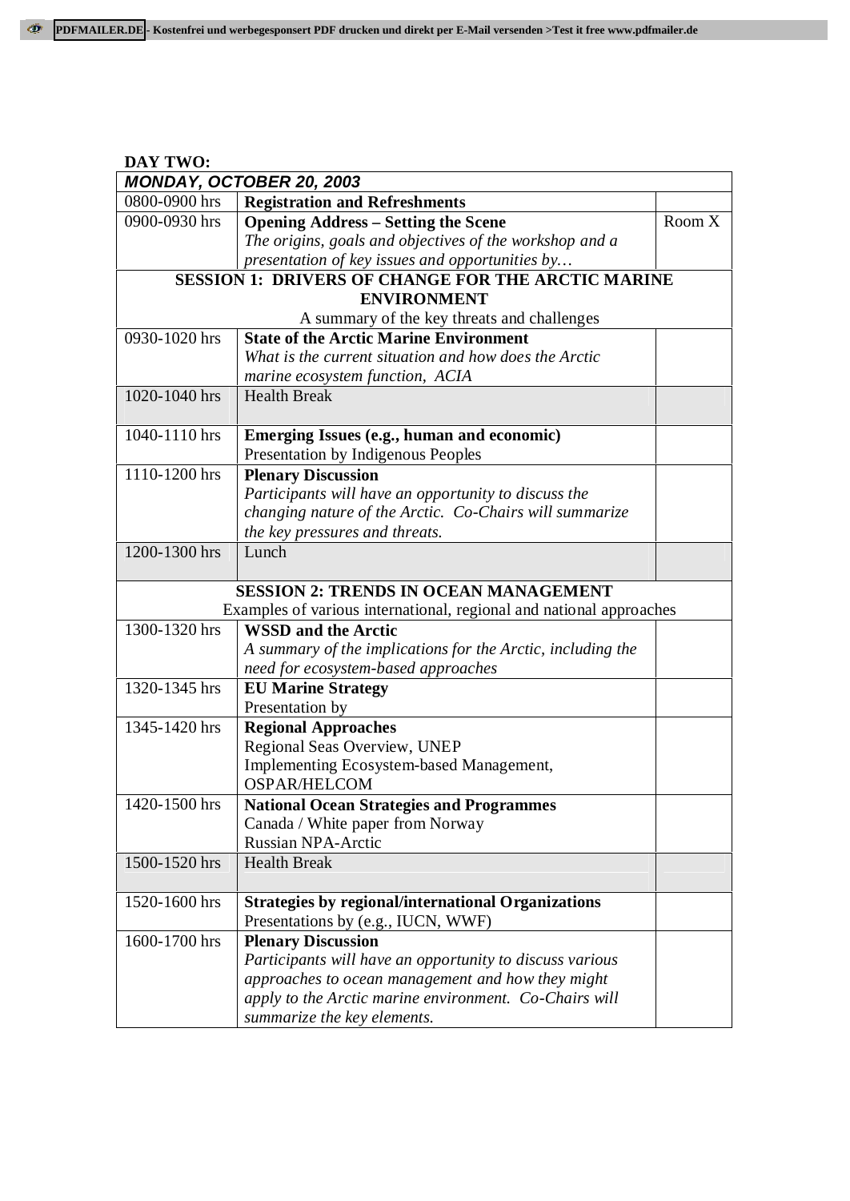**DAY TWO:**

| ***MONDAY, OCTOBER 20, 2003*** | | |
|---|---|---|
| 0800-0900 hrs | **Registration and Refreshments** | |
| 0900-0930 hrs | **Opening Address – Setting the Scene**<br>*The origins, goals and objectives of the workshop and a presentation of key issues and opportunities by…* | Room X |
| **SESSION 1: DRIVERS OF CHANGE FOR THE ARCTIC MARINE ENVIRONMENT**<br>A summary of the key threats and challenges | | |
| 0930-1020 hrs | **State of the Arctic Marine Environment**<br>*What is the current situation and how does the Arctic marine ecosystem function, ACIA* | |
| 1020-1040 hrs | Health Break | |
| 1040-1110 hrs | **Emerging Issues (e.g., human and economic)**<br>Presentation by Indigenous Peoples | |
| 1110-1200 hrs | **Plenary Discussion**<br>*Participants will have an opportunity to discuss the changing nature of the Arctic. Co-Chairs will summarize the key pressures and threats.* | |
| 1200-1300 hrs | Lunch | |
| **SESSION 2: TRENDS IN OCEAN MANAGEMENT**<br>Examples of various international, regional and national approaches | | |
| 1300-1320 hrs | **WSSD and the Arctic**<br>*A summary of the implications for the Arctic, including the need for ecosystem-based approaches* | |
| 1320-1345 hrs | **EU Marine Strategy**<br>Presentation by | |
| 1345-1420 hrs | **Regional Approaches**<br>Regional Seas Overview, UNEP<br>Implementing Ecosystem-based Management, OSPAR/HELCOM | |
| 1420-1500 hrs | **National Ocean Strategies and Programmes**<br>Canada / White paper from Norway<br>Russian NPA-Arctic | |
| 1500-1520 hrs | Health Break | |
| 1520-1600 hrs | **Strategies by regional/international Organizations**<br>Presentations by (e.g., IUCN, WWF) | |
| 1600-1700 hrs | **Plenary Discussion**<br>*Participants will have an opportunity to discuss various approaches to ocean management and how they might apply to the Arctic marine environment. Co-Chairs will summarize the key elements.* | |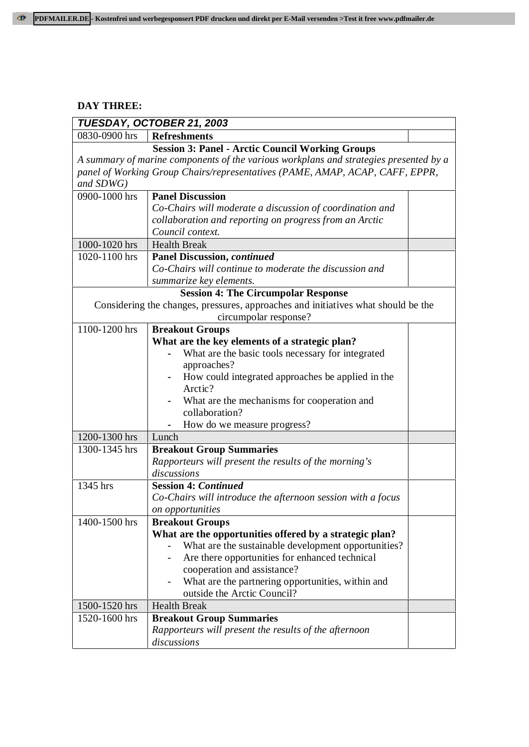**DAY THREE:**

| ***TUESDAY, OCTOBER 21, 2003*** | | |
|---|---|---|
| 0830-0900 hrs | **Refreshments** | |
| **Session 3: Panel - Arctic Council Working Groups** *A summary of marine components of the various workplans and strategies presented by a panel of Working Group Chairs/representatives (PAME, AMAP, ACAP, CAFF, EPPR, and SDWG)* | | |
| 0900-1000 hrs | **Panel Discussion** *Co-Chairs will moderate a discussion of coordination and collaboration and reporting on progress from an Arctic Council context.* | |
| 1000-1020 hrs | Health Break | |
| 1020-1100 hrs | **Panel Discussion, *continued*** *Co-Chairs will continue to moderate the discussion and summarize key elements.* | |
| **Session 4: The Circumpolar Response** Considering the changes, pressures, approaches and initiatives what should be the circumpolar response? | | |
| 1100-1200 hrs | **Breakout Groups** **What are the key elements of a strategic plan?** - What are the basic tools necessary for integrated approaches? - How could integrated approaches be applied in the Arctic? - What are the mechanisms for cooperation and collaboration? - How do we measure progress? | |
| 1200-1300 hrs | Lunch | |
| 1300-1345 hrs | **Breakout Group Summaries** *Rapporteurs will present the results of the morning's discussions* | |
| 1345 hrs | **Session 4: *Continued*** *Co-Chairs will introduce the afternoon session with a focus on opportunities* | |
| 1400-1500 hrs | **Breakout Groups** **What are the opportunities offered by a strategic plan?** - What are the sustainable development opportunities? - Are there opportunities for enhanced technical cooperation and assistance? - What are the partnering opportunities, within and outside the Arctic Council? | |
| 1500-1520 hrs | Health Break | |
| 1520-1600 hrs | **Breakout Group Summaries** *Rapporteurs will present the results of the afternoon discussions* | |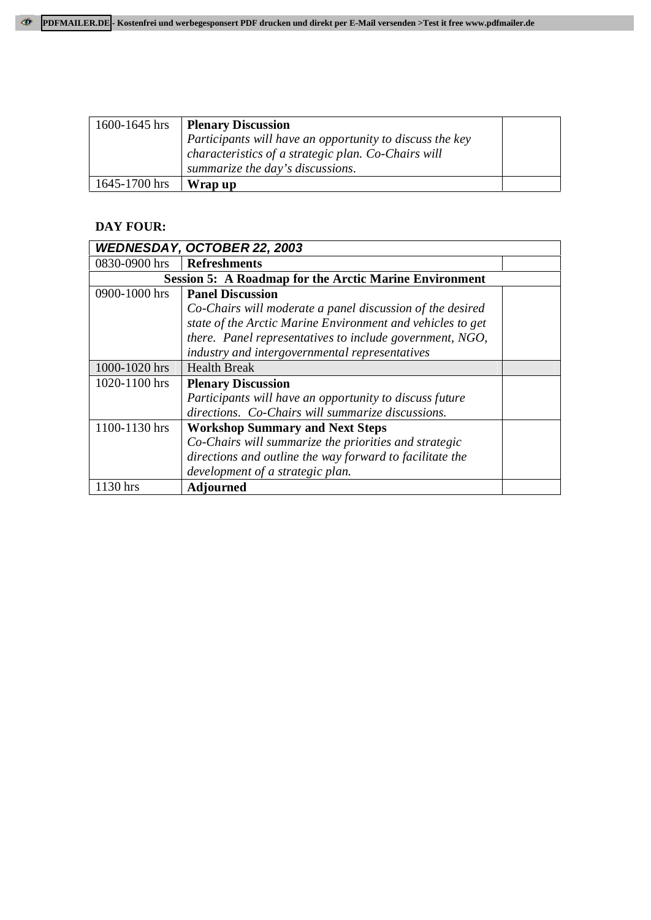| | | |
|---|---|---|
| 1600-1645 hrs | **Plenary Discussion**<br>*Participants will have an opportunity to discuss the key characteristics of a strategic plan. Co-Chairs will summarize the day's discussions.* | |
| 1645-1700 hrs | **Wrap up** | |

**DAY FOUR:**

| ***WEDNESDAY, OCTOBER 22, 2003*** | | |
|---|---|---|
| 0830-0900 hrs | **Refreshments** | |
| **Session 5: A Roadmap for the Arctic Marine Environment** | | |
| 0900-1000 hrs | **Panel Discussion**<br>*Co-Chairs will moderate a panel discussion of the desired state of the Arctic Marine Environment and vehicles to get there. Panel representatives to include government, NGO, industry and intergovernmental representatives* | |
| 1000-1020 hrs | Health Break | |
| 1020-1100 hrs | **Plenary Discussion**<br>*Participants will have an opportunity to discuss future directions. Co-Chairs will summarize discussions.* | |
| 1100-1130 hrs | **Workshop Summary and Next Steps**<br>*Co-Chairs will summarize the priorities and strategic directions and outline the way forward to facilitate the development of a strategic plan.* | |
| 1130 hrs | **Adjourned** | |